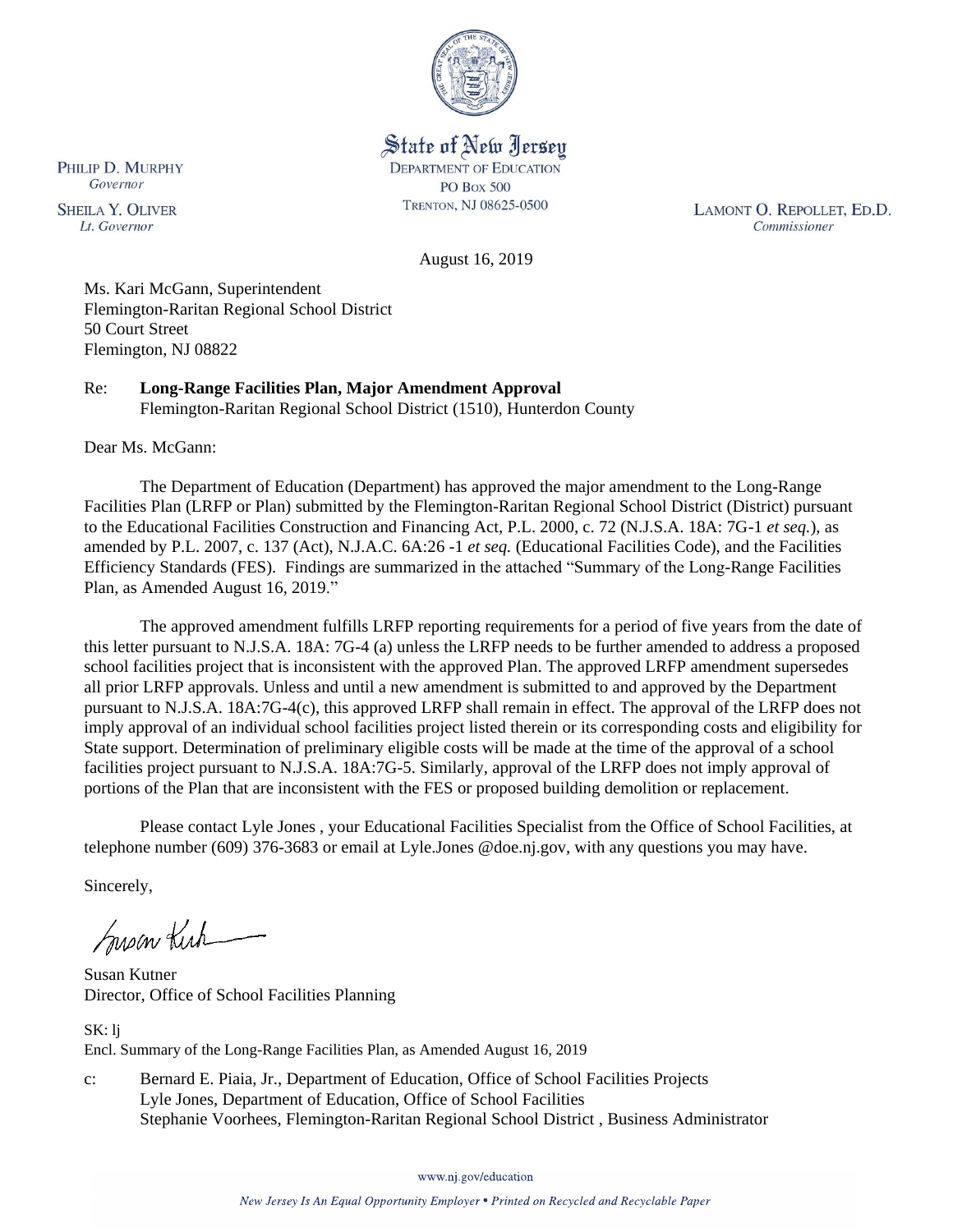State of New Jersey
DEPARTMENT OF EDUCATION
PO Box 500
TRENTON, NJ 08625-0500

PHILIP D. MURPHY
*Governor*

SHEILA Y. OLIVER
*Lt. Governor*

LAMONT O. REPOLLET, ED.D.
*Commissioner*

August 16, 2019

Ms. Kari McGann, Superintendent
Flemington-Raritan Regional School District
50 Court Street
Flemington, NJ 08822

Re: **Long-Range Facilities Plan, Major Amendment Approval**
Flemington-Raritan Regional School District (1510), Hunterdon County

Dear Ms. McGann:

The Department of Education (Department) has approved the major amendment to the Long-Range Facilities Plan (LRFP or Plan) submitted by the Flemington-Raritan Regional School District (District) pursuant to the Educational Facilities Construction and Financing Act, P.L. 2000, c. 72 (N.J.S.A. 18A: 7G-1 *et seq.*), as amended by P.L. 2007, c. 137 (Act), N.J.A.C. 6A:26 -1 *et seq.* (Educational Facilities Code), and the Facilities Efficiency Standards (FES). Findings are summarized in the attached "Summary of the Long-Range Facilities Plan, as Amended August 16, 2019."

The approved amendment fulfills LRFP reporting requirements for a period of five years from the date of this letter pursuant to N.J.S.A. 18A: 7G-4 (a) unless the LRFP needs to be further amended to address a proposed school facilities project that is inconsistent with the approved Plan. The approved LRFP amendment supersedes all prior LRFP approvals. Unless and until a new amendment is submitted to and approved by the Department pursuant to N.J.S.A. 18A:7G-4(c), this approved LRFP shall remain in effect. The approval of the LRFP does not imply approval of an individual school facilities project listed therein or its corresponding costs and eligibility for State support. Determination of preliminary eligible costs will be made at the time of the approval of a school facilities project pursuant to N.J.S.A. 18A:7G-5. Similarly, approval of the LRFP does not imply approval of portions of the Plan that are inconsistent with the FES or proposed building demolition or replacement.

Please contact Lyle Jones , your Educational Facilities Specialist from the Office of School Facilities, at telephone number (609) 376-3683 or email at Lyle.Jones @doe.nj.gov, with any questions you may have.

Sincerely,

Susan Kutner
Director, Office of School Facilities Planning

SK: lj
Encl. Summary of the Long-Range Facilities Plan, as Amended August 16, 2019

c: Bernard E. Piaia, Jr., Department of Education, Office of School Facilities Projects
Lyle Jones, Department of Education, Office of School Facilities
Stephanie Voorhees, Flemington-Raritan Regional School District , Business Administrator

www.nj.gov/education

*New Jersey Is An Equal Opportunity Employer • Printed on Recycled and Recyclable Paper*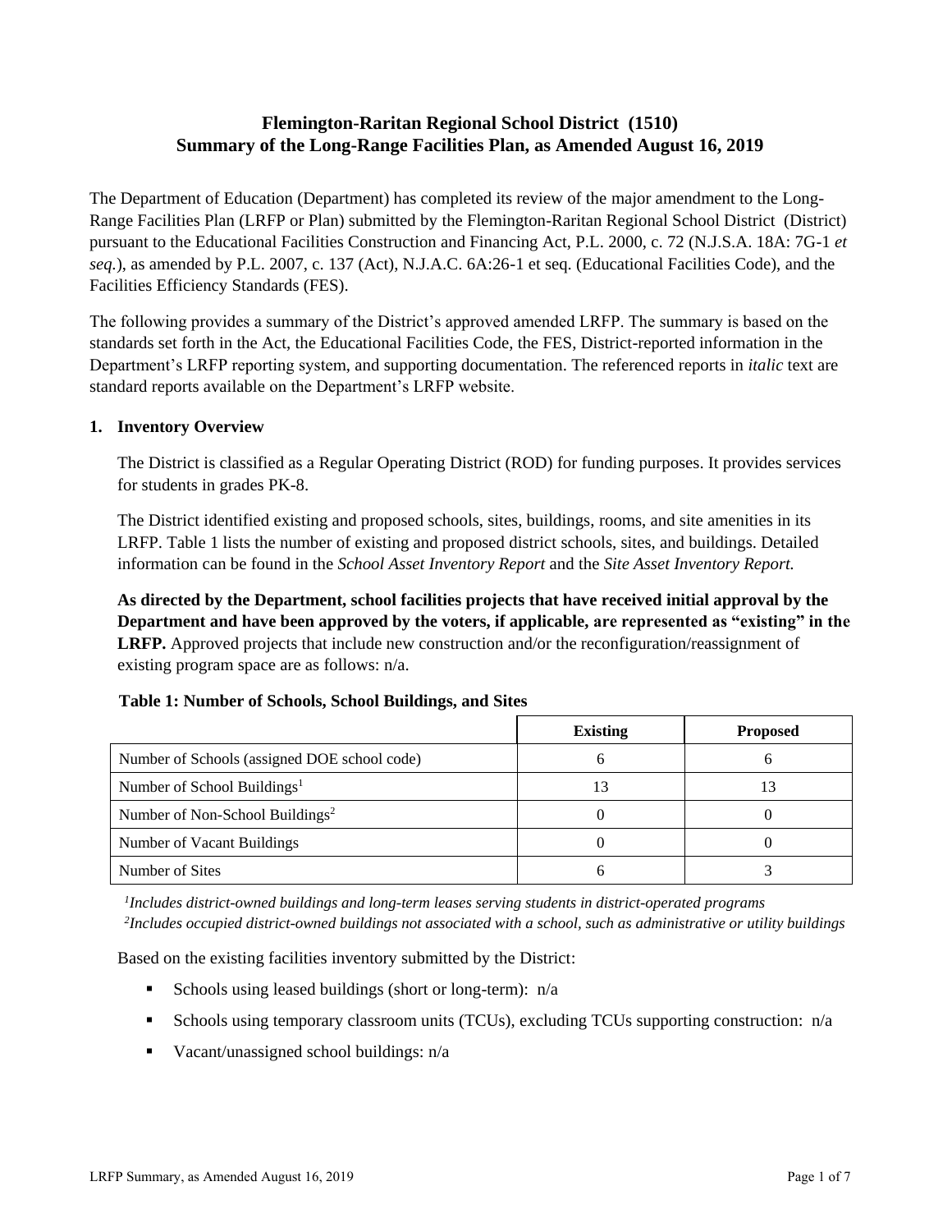# Flemington-Raritan Regional School District (1510)
# Summary of the Long-Range Facilities Plan, as Amended August 16, 2019

The Department of Education (Department) has completed its review of the major amendment to the Long-Range Facilities Plan (LRFP or Plan) submitted by the Flemington-Raritan Regional School District (District) pursuant to the Educational Facilities Construction and Financing Act, P.L. 2000, c. 72 (N.J.S.A. 18A: 7G-1 *et seq.*), as amended by P.L. 2007, c. 137 (Act), N.J.A.C. 6A:26-1 et seq. (Educational Facilities Code), and the Facilities Efficiency Standards (FES).

The following provides a summary of the District's approved amended LRFP. The summary is based on the standards set forth in the Act, the Educational Facilities Code, the FES, District-reported information in the Department's LRFP reporting system, and supporting documentation. The referenced reports in *italic* text are standard reports available on the Department's LRFP website.

## 1. Inventory Overview

The District is classified as a Regular Operating District (ROD) for funding purposes. It provides services for students in grades PK-8.

The District identified existing and proposed schools, sites, buildings, rooms, and site amenities in its LRFP. Table 1 lists the number of existing and proposed district schools, sites, and buildings. Detailed information can be found in the *School Asset Inventory Report* and the *Site Asset Inventory Report.*

**As directed by the Department, school facilities projects that have received initial approval by the Department and have been approved by the voters, if applicable, are represented as "existing" in the LRFP.** Approved projects that include new construction and/or the reconfiguration/reassignment of existing program space are as follows: n/a.

**Table 1: Number of Schools, School Buildings, and Sites**

| | Existing | Proposed |
|---|---|---|
| Number of Schools (assigned DOE school code) | 6 | 6 |
| Number of School Buildings[1] | 13 | 13 |
| Number of Non-School Buildings[2] | 0 | 0 |
| Number of Vacant Buildings | 0 | 0 |
| Number of Sites | 6 | 3 |

*[1]Includes district-owned buildings and long-term leases serving students in district-operated programs*
*[2]Includes occupied district-owned buildings not associated with a school, such as administrative or utility buildings*

Based on the existing facilities inventory submitted by the District:

- Schools using leased buildings (short or long-term): n/a
- Schools using temporary classroom units (TCUs), excluding TCUs supporting construction: n/a
- Vacant/unassigned school buildings: n/a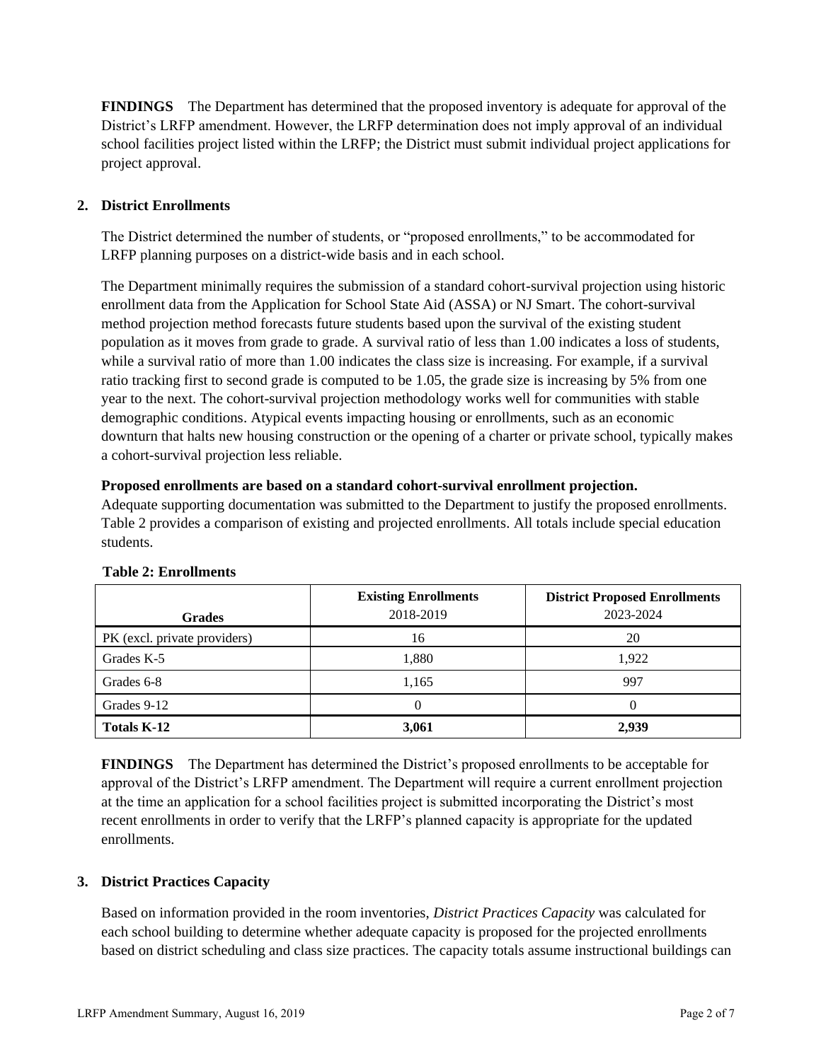**FINDINGS** The Department has determined that the proposed inventory is adequate for approval of the District's LRFP amendment. However, the LRFP determination does not imply approval of an individual school facilities project listed within the LRFP; the District must submit individual project applications for project approval.

## 2. District Enrollments

The District determined the number of students, or "proposed enrollments," to be accommodated for LRFP planning purposes on a district-wide basis and in each school.

The Department minimally requires the submission of a standard cohort-survival projection using historic enrollment data from the Application for School State Aid (ASSA) or NJ Smart. The cohort-survival method projection method forecasts future students based upon the survival of the existing student population as it moves from grade to grade. A survival ratio of less than 1.00 indicates a loss of students, while a survival ratio of more than 1.00 indicates the class size is increasing. For example, if a survival ratio tracking first to second grade is computed to be 1.05, the grade size is increasing by 5% from one year to the next. The cohort-survival projection methodology works well for communities with stable demographic conditions. Atypical events impacting housing or enrollments, such as an economic downturn that halts new housing construction or the opening of a charter or private school, typically makes a cohort-survival projection less reliable.

**Proposed enrollments are based on a standard cohort-survival enrollment projection.**
Adequate supporting documentation was submitted to the Department to justify the proposed enrollments. Table 2 provides a comparison of existing and projected enrollments. All totals include special education students.

**Table 2: Enrollments**

| Grades | Existing Enrollments 2018-2019 | District Proposed Enrollments 2023-2024 |
|---|---|---|
| PK (excl. private providers) | 16 | 20 |
| Grades K-5 | 1,880 | 1,922 |
| Grades 6-8 | 1,165 | 997 |
| Grades 9-12 | 0 | 0 |
| **Totals K-12** | **3,061** | **2,939** |

**FINDINGS** The Department has determined the District's proposed enrollments to be acceptable for approval of the District's LRFP amendment. The Department will require a current enrollment projection at the time an application for a school facilities project is submitted incorporating the District's most recent enrollments in order to verify that the LRFP's planned capacity is appropriate for the updated enrollments.

## 3. District Practices Capacity

Based on information provided in the room inventories, *District Practices Capacity* was calculated for each school building to determine whether adequate capacity is proposed for the projected enrollments based on district scheduling and class size practices. The capacity totals assume instructional buildings can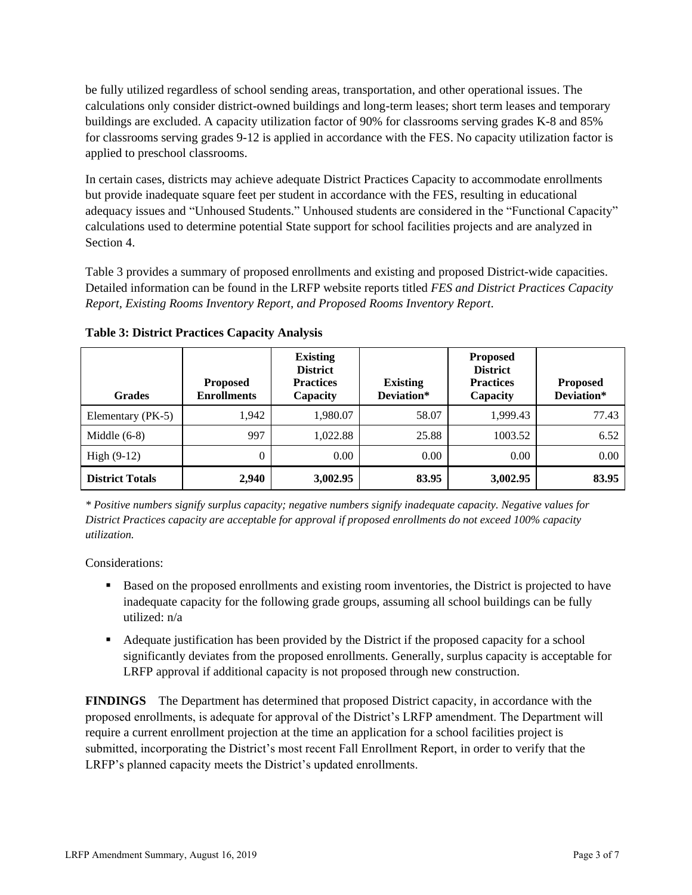be fully utilized regardless of school sending areas, transportation, and other operational issues. The calculations only consider district-owned buildings and long-term leases; short term leases and temporary buildings are excluded. A capacity utilization factor of 90% for classrooms serving grades K-8 and 85% for classrooms serving grades 9-12 is applied in accordance with the FES. No capacity utilization factor is applied to preschool classrooms.

In certain cases, districts may achieve adequate District Practices Capacity to accommodate enrollments but provide inadequate square feet per student in accordance with the FES, resulting in educational adequacy issues and "Unhoused Students." Unhoused students are considered in the "Functional Capacity" calculations used to determine potential State support for school facilities projects and are analyzed in Section 4.

Table 3 provides a summary of proposed enrollments and existing and proposed District-wide capacities. Detailed information can be found in the LRFP website reports titled *FES and District Practices Capacity Report, Existing Rooms Inventory Report, and Proposed Rooms Inventory Report*.

**Table 3: District Practices Capacity Analysis**

| Grades | Proposed Enrollments | Existing District Practices Capacity | Existing Deviation* | Proposed District Practices Capacity | Proposed Deviation* |
|---|---|---|---|---|---|
| Elementary (PK-5) | 1,942 | 1,980.07 | 58.07 | 1,999.43 | 77.43 |
| Middle (6-8) | 997 | 1,022.88 | 25.88 | 1003.52 | 6.52 |
| High (9-12) | 0 | 0.00 | 0.00 | 0.00 | 0.00 |
| **District Totals** | **2,940** | **3,002.95** | **83.95** | **3,002.95** | **83.95** |

*\* Positive numbers signify surplus capacity; negative numbers signify inadequate capacity. Negative values for District Practices capacity are acceptable for approval if proposed enrollments do not exceed 100% capacity utilization.*

Considerations:

- Based on the proposed enrollments and existing room inventories, the District is projected to have inadequate capacity for the following grade groups, assuming all school buildings can be fully utilized: n/a
- Adequate justification has been provided by the District if the proposed capacity for a school significantly deviates from the proposed enrollments. Generally, surplus capacity is acceptable for LRFP approval if additional capacity is not proposed through new construction.

**FINDINGS** The Department has determined that proposed District capacity, in accordance with the proposed enrollments, is adequate for approval of the District's LRFP amendment. The Department will require a current enrollment projection at the time an application for a school facilities project is submitted, incorporating the District's most recent Fall Enrollment Report, in order to verify that the LRFP's planned capacity meets the District's updated enrollments.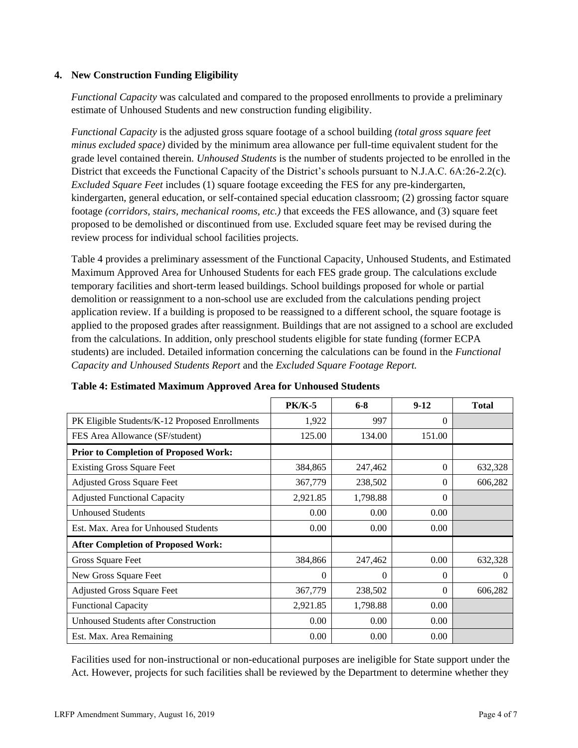### 4. New Construction Funding Eligibility

*Functional Capacity* was calculated and compared to the proposed enrollments to provide a preliminary estimate of Unhoused Students and new construction funding eligibility.

*Functional Capacity* is the adjusted gross square footage of a school building *(total gross square feet minus excluded space)* divided by the minimum area allowance per full-time equivalent student for the grade level contained therein. *Unhoused Students* is the number of students projected to be enrolled in the District that exceeds the Functional Capacity of the District's schools pursuant to N.J.A.C. 6A:26-2.2(c). *Excluded Square Feet* includes (1) square footage exceeding the FES for any pre-kindergarten, kindergarten, general education, or self-contained special education classroom; (2) grossing factor square footage *(corridors, stairs, mechanical rooms, etc.)* that exceeds the FES allowance, and (3) square feet proposed to be demolished or discontinued from use. Excluded square feet may be revised during the review process for individual school facilities projects.

Table 4 provides a preliminary assessment of the Functional Capacity, Unhoused Students, and Estimated Maximum Approved Area for Unhoused Students for each FES grade group. The calculations exclude temporary facilities and short-term leased buildings. School buildings proposed for whole or partial demolition or reassignment to a non-school use are excluded from the calculations pending project application review. If a building is proposed to be reassigned to a different school, the square footage is applied to the proposed grades after reassignment. Buildings that are not assigned to a school are excluded from the calculations. In addition, only preschool students eligible for state funding (former ECPA students) are included. Detailed information concerning the calculations can be found in the *Functional Capacity and Unhoused Students Report* and the *Excluded Square Footage Report.*

**Table 4: Estimated Maximum Approved Area for Unhoused Students**

| | PK/K-5 | 6-8 | 9-12 | Total |
|---|---|---|---|---|
| PK Eligible Students/K-12 Proposed Enrollments | 1,922 | 997 | 0 | |
| FES Area Allowance (SF/student) | 125.00 | 134.00 | 151.00 | |
| **Prior to Completion of Proposed Work:** | | | | |
| Existing Gross Square Feet | 384,865 | 247,462 | 0 | 632,328 |
| Adjusted Gross Square Feet | 367,779 | 238,502 | 0 | 606,282 |
| Adjusted Functional Capacity | 2,921.85 | 1,798.88 | 0 | |
| Unhoused Students | 0.00 | 0.00 | 0.00 | |
| Est. Max. Area for Unhoused Students | 0.00 | 0.00 | 0.00 | |
| **After Completion of Proposed Work:** | | | | |
| Gross Square Feet | 384,866 | 247,462 | 0.00 | 632,328 |
| New Gross Square Feet | 0 | 0 | 0 | 0 |
| Adjusted Gross Square Feet | 367,779 | 238,502 | 0 | 606,282 |
| Functional Capacity | 2,921.85 | 1,798.88 | 0.00 | |
| Unhoused Students after Construction | 0.00 | 0.00 | 0.00 | |
| Est. Max. Area Remaining | 0.00 | 0.00 | 0.00 | |

Facilities used for non-instructional or non-educational purposes are ineligible for State support under the Act. However, projects for such facilities shall be reviewed by the Department to determine whether they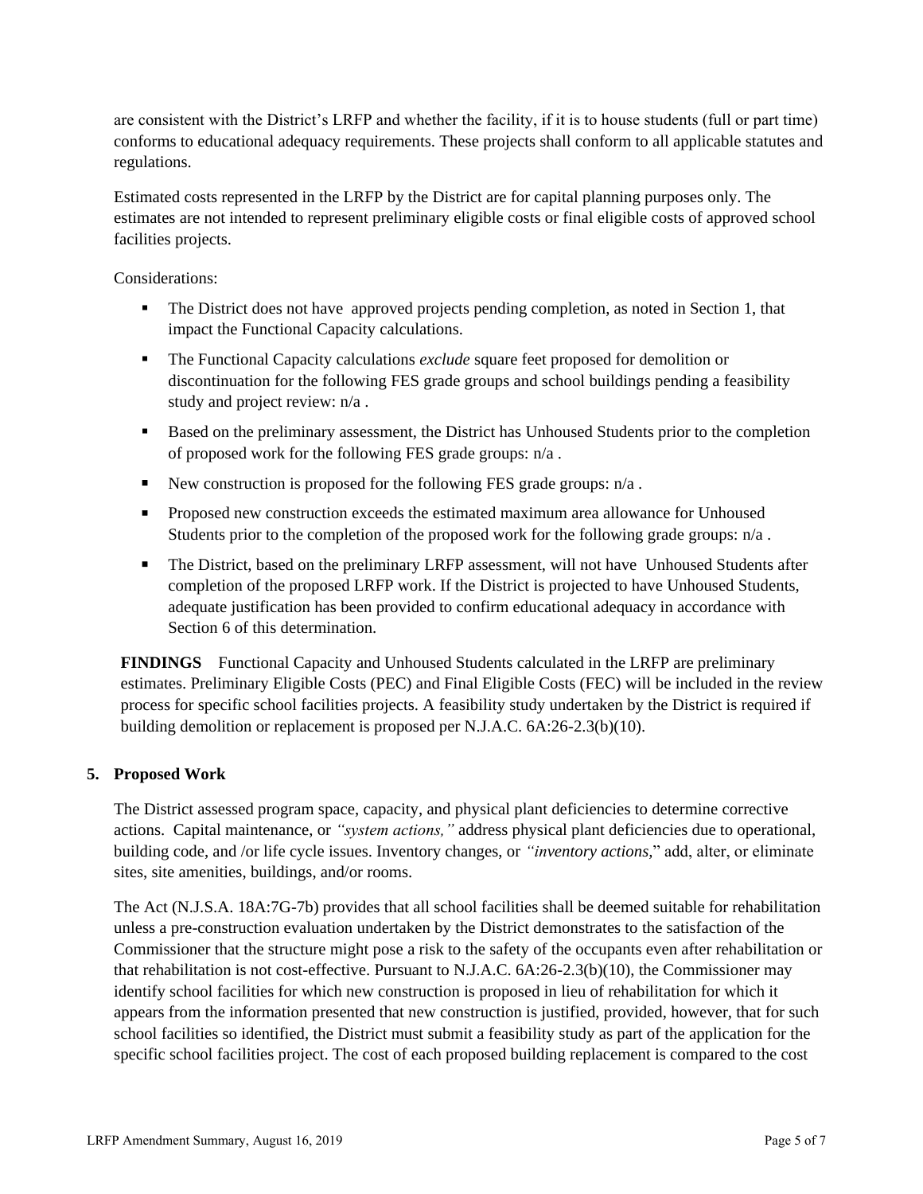are consistent with the District's LRFP and whether the facility, if it is to house students (full or part time) conforms to educational adequacy requirements. These projects shall conform to all applicable statutes and regulations.

Estimated costs represented in the LRFP by the District are for capital planning purposes only. The estimates are not intended to represent preliminary eligible costs or final eligible costs of approved school facilities projects.

Considerations:

- The District does not have approved projects pending completion, as noted in Section 1, that impact the Functional Capacity calculations.
- The Functional Capacity calculations *exclude* square feet proposed for demolition or discontinuation for the following FES grade groups and school buildings pending a feasibility study and project review: n/a .
- Based on the preliminary assessment, the District has Unhoused Students prior to the completion of proposed work for the following FES grade groups: n/a .
- New construction is proposed for the following FES grade groups: n/a .
- Proposed new construction exceeds the estimated maximum area allowance for Unhoused Students prior to the completion of the proposed work for the following grade groups: n/a .
- The District, based on the preliminary LRFP assessment, will not have Unhoused Students after completion of the proposed LRFP work. If the District is projected to have Unhoused Students, adequate justification has been provided to confirm educational adequacy in accordance with Section 6 of this determination.

**FINDINGS** Functional Capacity and Unhoused Students calculated in the LRFP are preliminary estimates. Preliminary Eligible Costs (PEC) and Final Eligible Costs (FEC) will be included in the review process for specific school facilities projects. A feasibility study undertaken by the District is required if building demolition or replacement is proposed per N.J.A.C. 6A:26-2.3(b)(10).

## 5. Proposed Work

The District assessed program space, capacity, and physical plant deficiencies to determine corrective actions. Capital maintenance, or *"system actions,"* address physical plant deficiencies due to operational, building code, and /or life cycle issues. Inventory changes, or *"inventory actions,"* add, alter, or eliminate sites, site amenities, buildings, and/or rooms.

The Act (N.J.S.A. 18A:7G-7b) provides that all school facilities shall be deemed suitable for rehabilitation unless a pre-construction evaluation undertaken by the District demonstrates to the satisfaction of the Commissioner that the structure might pose a risk to the safety of the occupants even after rehabilitation or that rehabilitation is not cost-effective. Pursuant to N.J.A.C. 6A:26-2.3(b)(10), the Commissioner may identify school facilities for which new construction is proposed in lieu of rehabilitation for which it appears from the information presented that new construction is justified, provided, however, that for such school facilities so identified, the District must submit a feasibility study as part of the application for the specific school facilities project. The cost of each proposed building replacement is compared to the cost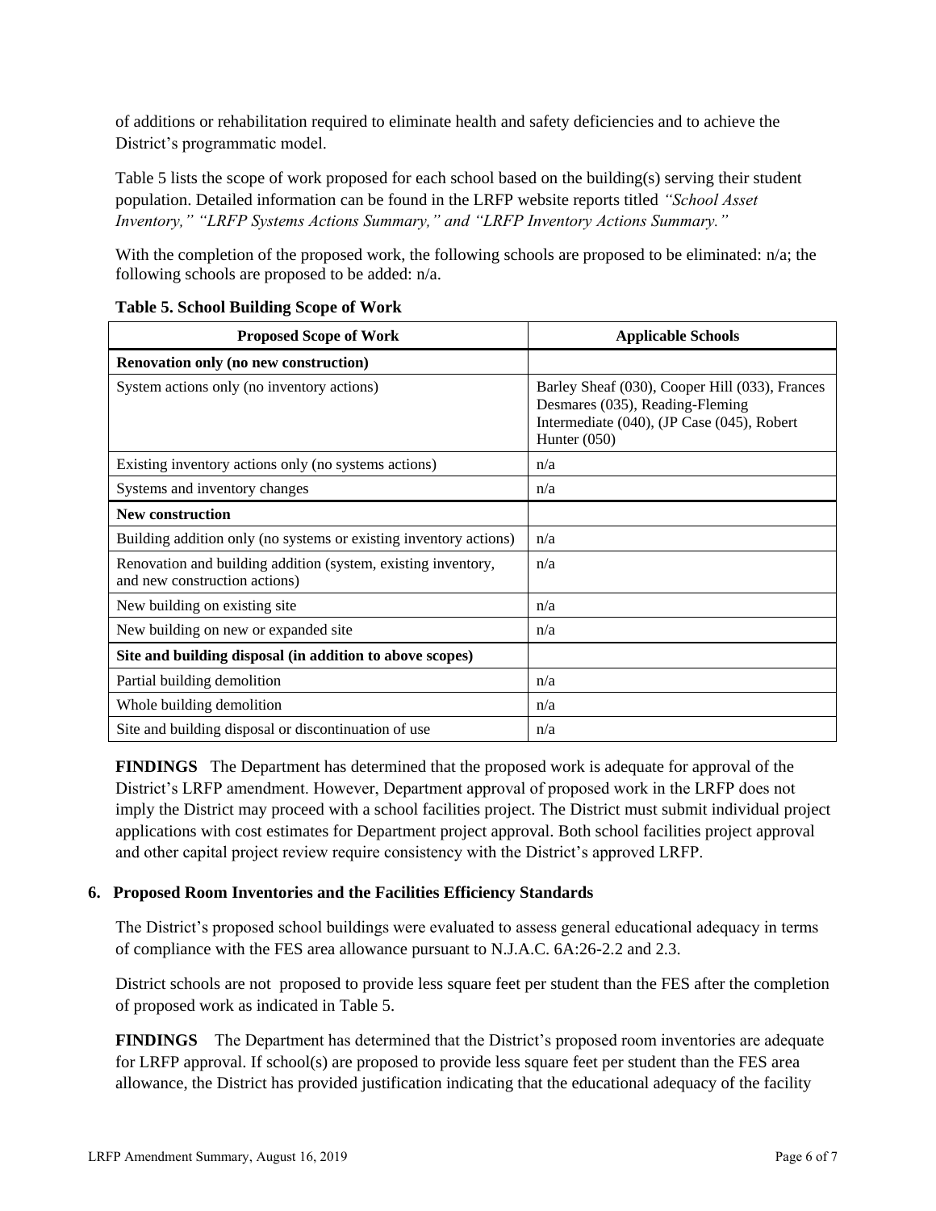of additions or rehabilitation required to eliminate health and safety deficiencies and to achieve the District's programmatic model.

Table 5 lists the scope of work proposed for each school based on the building(s) serving their student population. Detailed information can be found in the LRFP website reports titled *"School Asset Inventory," "LRFP Systems Actions Summary," and "LRFP Inventory Actions Summary."*

With the completion of the proposed work, the following schools are proposed to be eliminated: n/a; the following schools are proposed to be added: n/a.

**Table 5. School Building Scope of Work**

| Proposed Scope of Work | Applicable Schools |
|---|---|
| **Renovation only (no new construction)** | |
| System actions only (no inventory actions) | Barley Sheaf (030), Cooper Hill (033), Frances Desmares (035), Reading-Fleming Intermediate (040), (JP Case (045), Robert Hunter (050) |
| Existing inventory actions only (no systems actions) | n/a |
| Systems and inventory changes | n/a |
| **New construction** | |
| Building addition only (no systems or existing inventory actions) | n/a |
| Renovation and building addition (system, existing inventory, and new construction actions) | n/a |
| New building on existing site | n/a |
| New building on new or expanded site | n/a |
| **Site and building disposal (in addition to above scopes)** | |
| Partial building demolition | n/a |
| Whole building demolition | n/a |
| Site and building disposal or discontinuation of use | n/a |

**FINDINGS** The Department has determined that the proposed work is adequate for approval of the District's LRFP amendment. However, Department approval of proposed work in the LRFP does not imply the District may proceed with a school facilities project. The District must submit individual project applications with cost estimates for Department project approval. Both school facilities project approval and other capital project review require consistency with the District's approved LRFP.

### 6. Proposed Room Inventories and the Facilities Efficiency Standards

The District's proposed school buildings were evaluated to assess general educational adequacy in terms of compliance with the FES area allowance pursuant to N.J.A.C. 6A:26-2.2 and 2.3.

District schools are not proposed to provide less square feet per student than the FES after the completion of proposed work as indicated in Table 5.

**FINDINGS** The Department has determined that the District's proposed room inventories are adequate for LRFP approval. If school(s) are proposed to provide less square feet per student than the FES area allowance, the District has provided justification indicating that the educational adequacy of the facility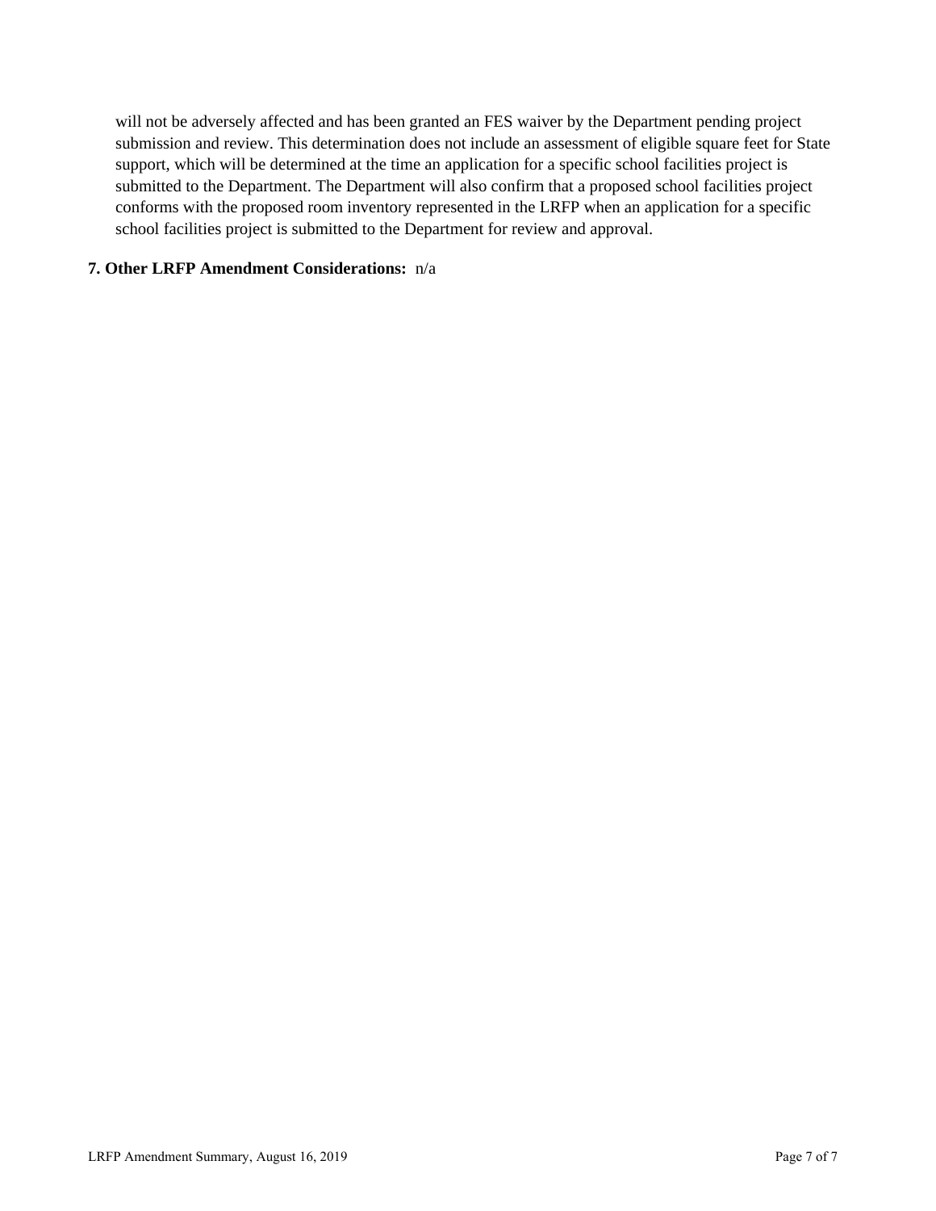will not be adversely affected and has been granted an FES waiver by the Department pending project submission and review. This determination does not include an assessment of eligible square feet for State support, which will be determined at the time an application for a specific school facilities project is submitted to the Department. The Department will also confirm that a proposed school facilities project conforms with the proposed room inventory represented in the LRFP when an application for a specific school facilities project is submitted to the Department for review and approval.

**7. Other LRFP Amendment Considerations:** n/a